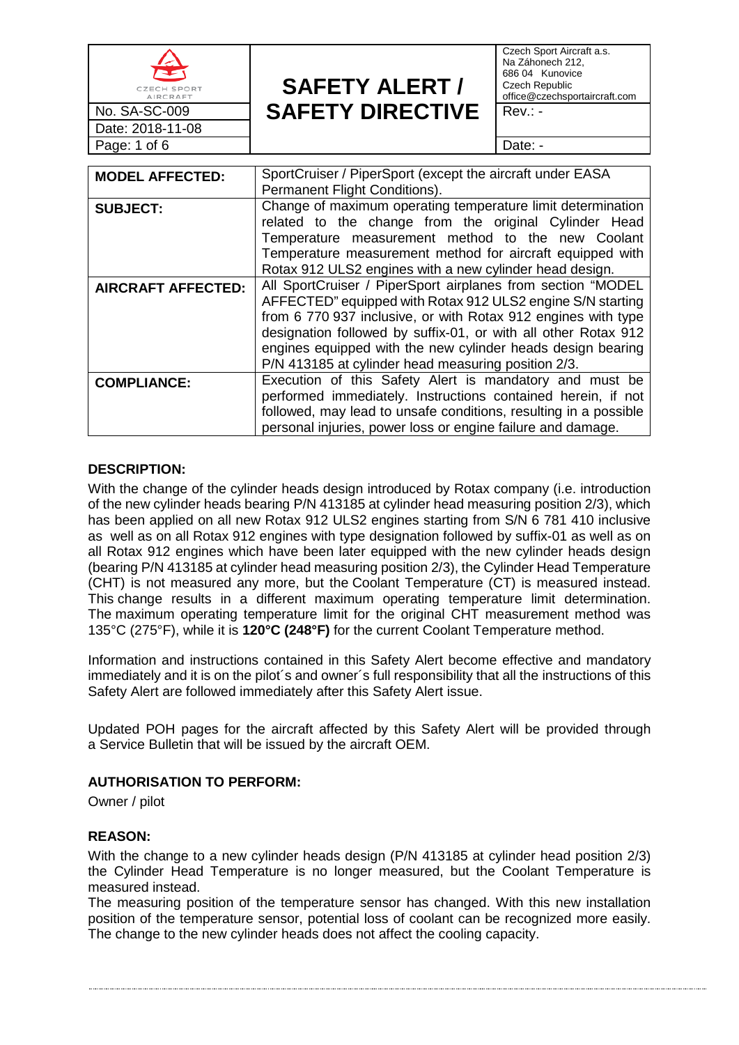| CZECH SPORT AIRCRAFT | **SAFETY ALERT / SAFETY DIRECTIVE** | Czech Sport Aircraft a.s. Na Záhonech 212, 686 04 Kunovice Czech Republic office@czechsportaircraft.com |
|---|---|---|
| No. SA-SC-009 | | Rev.: - |
| Date: 2018-11-08 | | |
| Page: 1 of 6 | | Date: - |

| | |
|---|---|
| **MODEL AFFECTED:** | SportCruiser / PiperSport (except the aircraft under EASA Permanent Flight Conditions). |
| **SUBJECT:** | Change of maximum operating temperature limit determination related to the change from the original Cylinder Head Temperature measurement method to the new Coolant Temperature measurement method for aircraft equipped with Rotax 912 ULS2 engines with a new cylinder head design. |
| **AIRCRAFT AFFECTED:** | All SportCruiser / PiperSport airplanes from section "MODEL AFFECTED" equipped with Rotax 912 ULS2 engine S/N starting from 6 770 937 inclusive, or with Rotax 912 engines with type designation followed by suffix-01, or with all other Rotax 912 engines equipped with the new cylinder heads design bearing P/N 413185 at cylinder head measuring position 2/3. |
| **COMPLIANCE:** | Execution of this Safety Alert is mandatory and must be performed immediately. Instructions contained herein, if not followed, may lead to unsafe conditions, resulting in a possible personal injuries, power loss or engine failure and damage. |

### DESCRIPTION:

With the change of the cylinder heads design introduced by Rotax company (i.e. introduction of the new cylinder heads bearing P/N 413185 at cylinder head measuring position 2/3), which has been applied on all new Rotax 912 ULS2 engines starting from S/N 6 781 410 inclusive as well as on all Rotax 912 engines with type designation followed by suffix-01 as well as on all Rotax 912 engines which have been later equipped with the new cylinder heads design (bearing P/N 413185 at cylinder head measuring position 2/3), the Cylinder Head Temperature (CHT) is not measured any more, but the Coolant Temperature (CT) is measured instead. This change results in a different maximum operating temperature limit determination. The maximum operating temperature limit for the original CHT measurement method was 135°C (275°F), while it is **120°C (248°F)** for the current Coolant Temperature method.

Information and instructions contained in this Safety Alert become effective and mandatory immediately and it is on the pilot´s and owner´s full responsibility that all the instructions of this Safety Alert are followed immediately after this Safety Alert issue.

Updated POH pages for the aircraft affected by this Safety Alert will be provided through a Service Bulletin that will be issued by the aircraft OEM.

### AUTHORISATION TO PERFORM:

Owner / pilot

### REASON:

With the change to a new cylinder heads design (P/N 413185 at cylinder head position 2/3) the Cylinder Head Temperature is no longer measured, but the Coolant Temperature is measured instead.
The measuring position of the temperature sensor has changed. With this new installation position of the temperature sensor, potential loss of coolant can be recognized more easily. The change to the new cylinder heads does not affect the cooling capacity.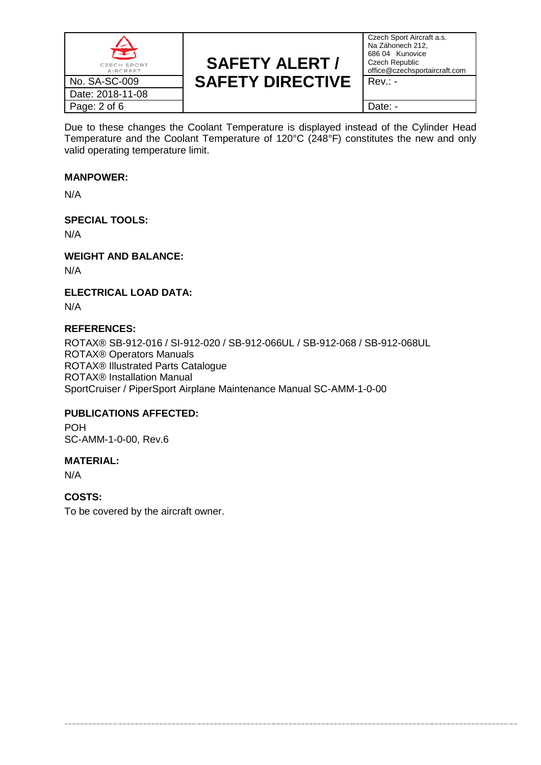Due to these changes the Coolant Temperature is displayed instead of the Cylinder Head Temperature and the Coolant Temperature of 120°C (248°F) constitutes the new and only valid operating temperature limit.

**MANPOWER:**

N/A

**SPECIAL TOOLS:**

N/A

**WEIGHT AND BALANCE:**

N/A

**ELECTRICAL LOAD DATA:**

N/A

**REFERENCES:**

ROTAX® SB-912-016 / SI-912-020 / SB-912-066UL / SB-912-068 / SB-912-068UL
ROTAX® Operators Manuals
ROTAX® Illustrated Parts Catalogue
ROTAX® Installation Manual
SportCruiser / PiperSport Airplane Maintenance Manual SC-AMM-1-0-00

**PUBLICATIONS AFFECTED:**

POH
SC-AMM-1-0-00, Rev.6

**MATERIAL:**

N/A

**COSTS:**

To be covered by the aircraft owner.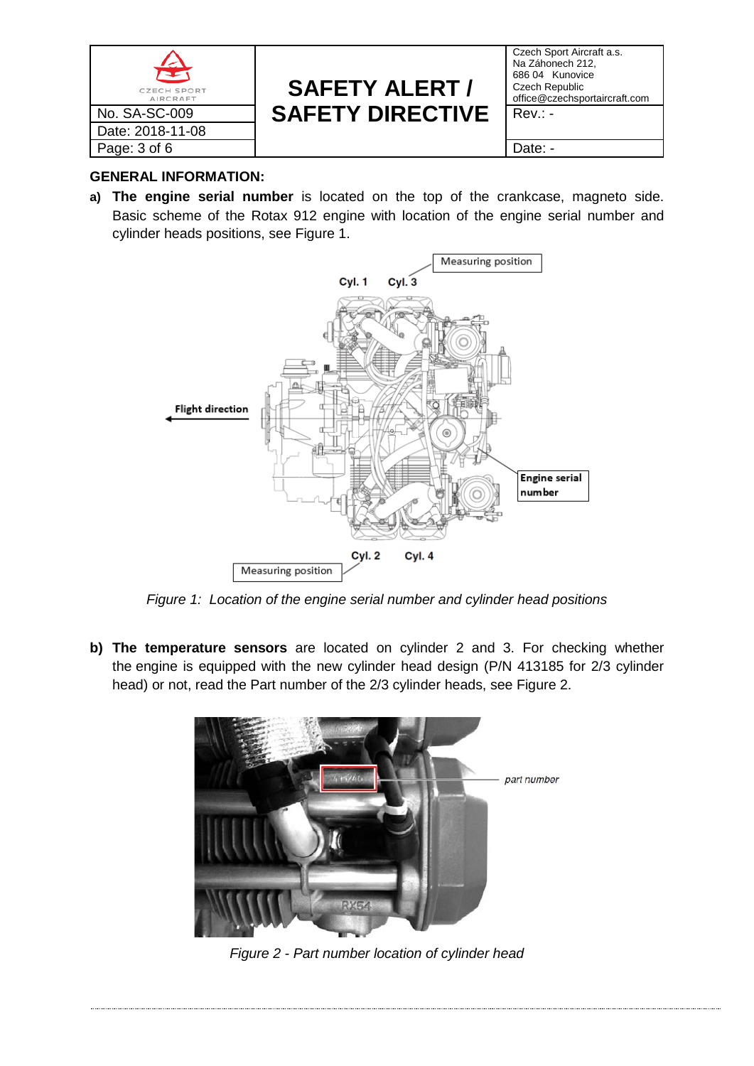**GENERAL INFORMATION:**

a) **The engine serial number** is located on the top of the crankcase, magneto side. Basic scheme of the Rotax 912 engine with location of the engine serial number and cylinder heads positions, see Figure 1.

*Figure 1: Location of the engine serial number and cylinder head positions*

b) **The temperature sensors** are located on cylinder 2 and 3. For checking whether the engine is equipped with the new cylinder head design (P/N 413185 for 2/3 cylinder head) or not, read the Part number of the 2/3 cylinder heads, see Figure 2.

*Figure 2 - Part number location of cylinder head*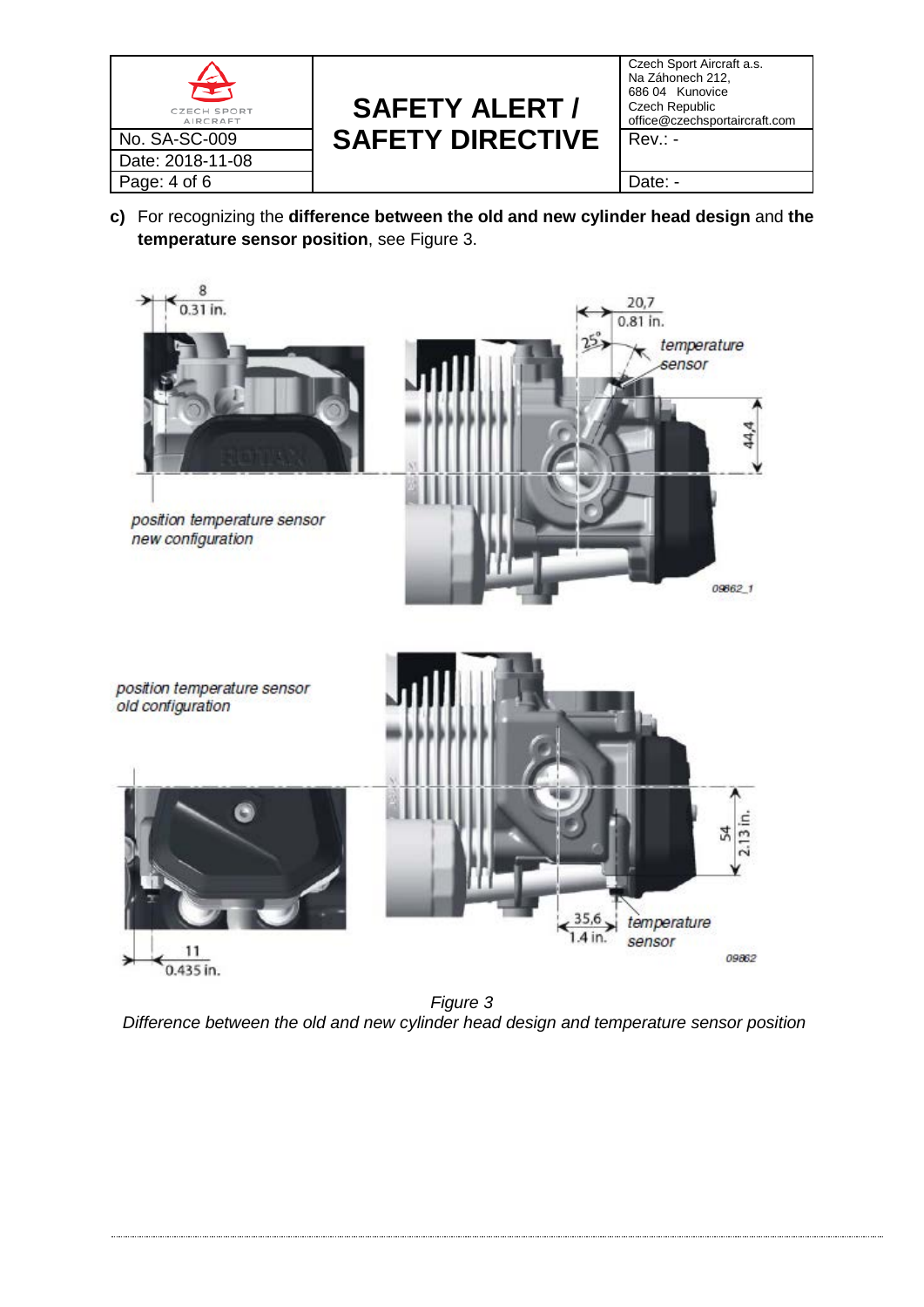**c)** For recognizing the **difference between the old and new cylinder head design** and **the temperature sensor position**, see Figure 3.

*Figure 3*
*Difference between the old and new cylinder head design and temperature sensor position*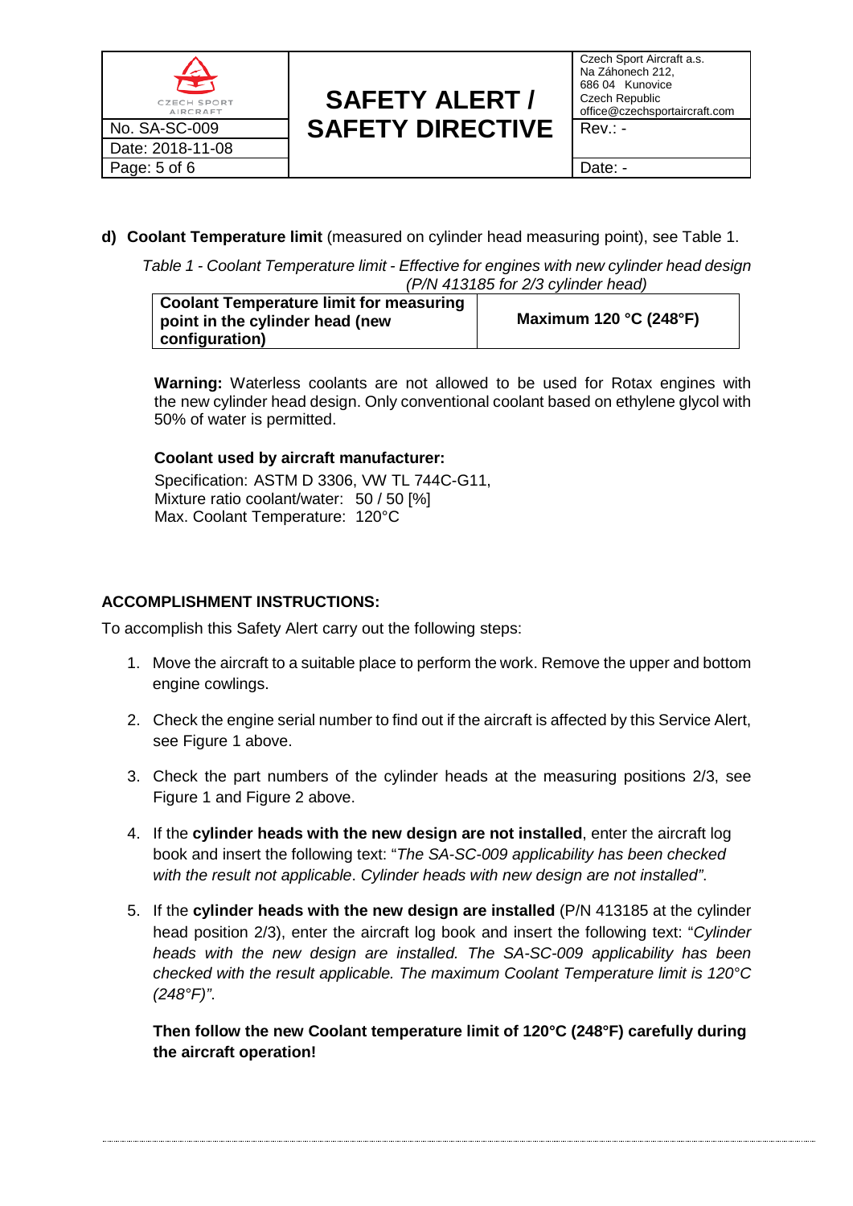**d) Coolant Temperature limit** (measured on cylinder head measuring point), see Table 1.

*Table 1 - Coolant Temperature limit - Effective for engines with new cylinder head design (P/N 413185 for 2/3 cylinder head)*

| **Coolant Temperature limit for measuring point in the cylinder head (new configuration)** | **Maximum 120 °C (248°F)** |
|---|---|

**Warning:** Waterless coolants are not allowed to be used for Rotax engines with the new cylinder head design. Only conventional coolant based on ethylene glycol with 50% of water is permitted.

**Coolant used by aircraft manufacturer:**

Specification: ASTM D 3306, VW TL 744C-G11,
Mixture ratio coolant/water: 50 / 50 [%]
Max. Coolant Temperature: 120°C

## ACCOMPLISHMENT INSTRUCTIONS:

To accomplish this Safety Alert carry out the following steps:

1. Move the aircraft to a suitable place to perform the work. Remove the upper and bottom engine cowlings.
2. Check the engine serial number to find out if the aircraft is affected by this Service Alert, see Figure 1 above.
3. Check the part numbers of the cylinder heads at the measuring positions 2/3, see Figure 1 and Figure 2 above.
4. If the **cylinder heads with the new design are not installed**, enter the aircraft log book and insert the following text: "*The SA-SC-009 applicability has been checked with the result not applicable*. *Cylinder heads with new design are not installed"*.
5. If the **cylinder heads with the new design are installed** (P/N 413185 at the cylinder head position 2/3), enter the aircraft log book and insert the following text: "*Cylinder heads with the new design are installed. The SA-SC-009 applicability has been checked with the result applicable. The maximum Coolant Temperature limit is 120°C (248°F)"*.

   **Then follow the new Coolant temperature limit of 120°C (248°F) carefully during the aircraft operation!**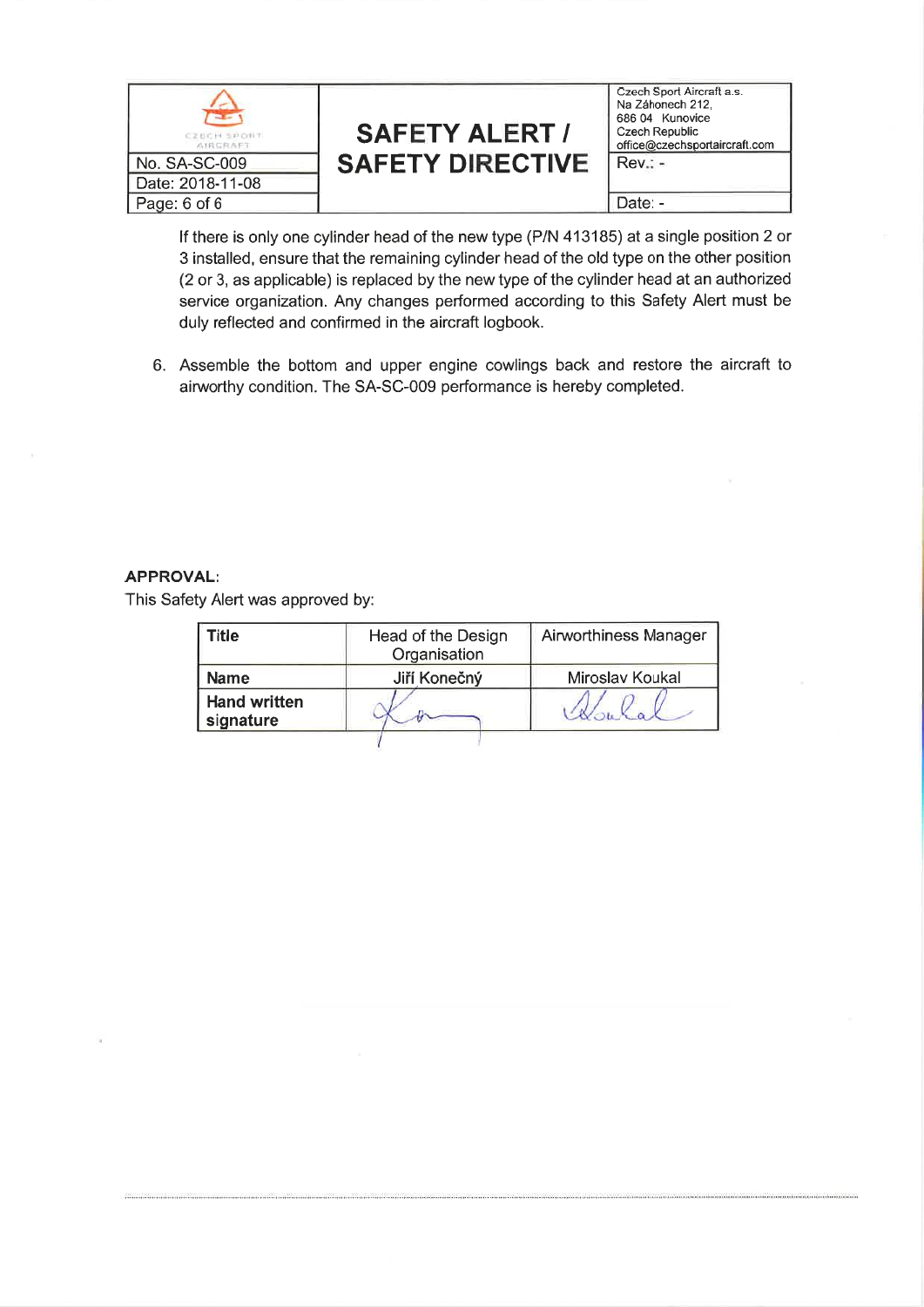If there is only one cylinder head of the new type (P/N 413185) at a single position 2 or 3 installed, ensure that the remaining cylinder head of the old type on the other position (2 or 3, as applicable) is replaced by the new type of the cylinder head at an authorized service organization. Any changes performed according to this Safety Alert must be duly reflected and confirmed in the aircraft logbook.

6. Assemble the bottom and upper engine cowlings back and restore the aircraft to airworthy condition. The SA-SC-009 performance is hereby completed.

**APPROVAL**:

This Safety Alert was approved by:

| **Title** | Head of the Design Organisation | Airworthiness Manager |
|---|---|---|
| **Name** | Jiří Konečný | Miroslav Koukal |
| **Hand written signature** | | |